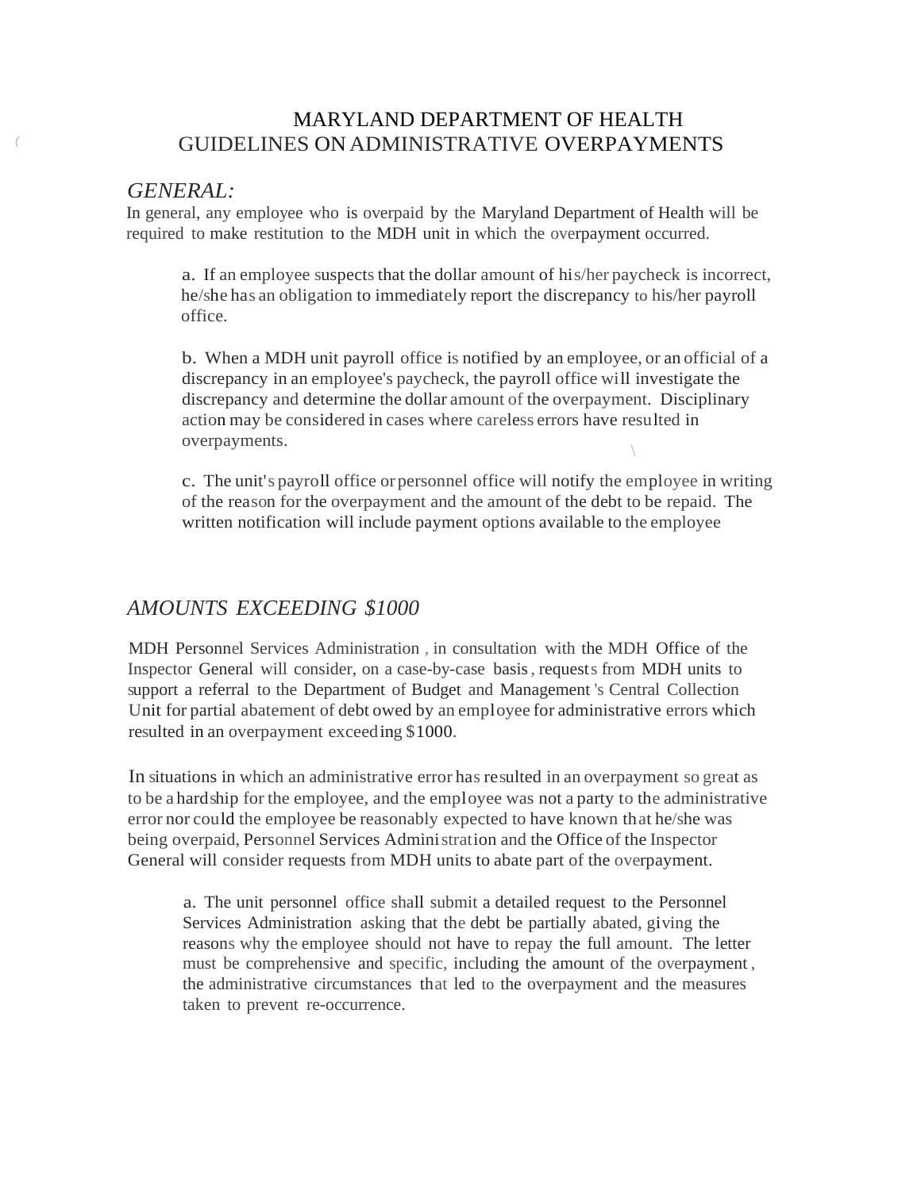# MARYLAND DEPARTMENT OF HEALTH
# GUIDELINES ON ADMINISTRATIVE OVERPAYMENTS

## *GENERAL:*

In general, any employee who is overpaid by the Maryland Department of Health will be required to make restitution to the MDH unit in which the overpayment occurred.

a. If an employee suspects that the dollar amount of his/her paycheck is incorrect, he/she has an obligation to immediately report the discrepancy to his/her payroll office.

b. When a MDH unit payroll office is notified by an employee, or an official of a discrepancy in an employee's paycheck, the payroll office will investigate the discrepancy and determine the dollar amount of the overpayment. Disciplinary action may be considered in cases where careless errors have resulted in overpayments.

c. The unit's payroll office or personnel office will notify the employee in writing of the reason for the overpayment and the amount of the debt to be repaid. The written notification will include payment options available to the employee

## *AMOUNTS EXCEEDING $1000*

MDH Personnel Services Administration, in consultation with the MDH Office of the Inspector General will consider, on a case-by-case basis, requests from MDH units to support a referral to the Department of Budget and Management's Central Collection Unit for partial abatement of debt owed by an employee for administrative errors which resulted in an overpayment exceeding $1000.

In situations in which an administrative error has resulted in an overpayment so great as to be a hardship for the employee, and the employee was not a party to the administrative error nor could the employee be reasonably expected to have known that he/she was being overpaid, Personnel Services Administration and the Office of the Inspector General will consider requests from MDH units to abate part of the overpayment.

a. The unit personnel office shall submit a detailed request to the Personnel Services Administration asking that the debt be partially abated, giving the reasons why the employee should not have to repay the full amount. The letter must be comprehensive and specific, including the amount of the overpayment, the administrative circumstances that led to the overpayment and the measures taken to prevent re-occurrence.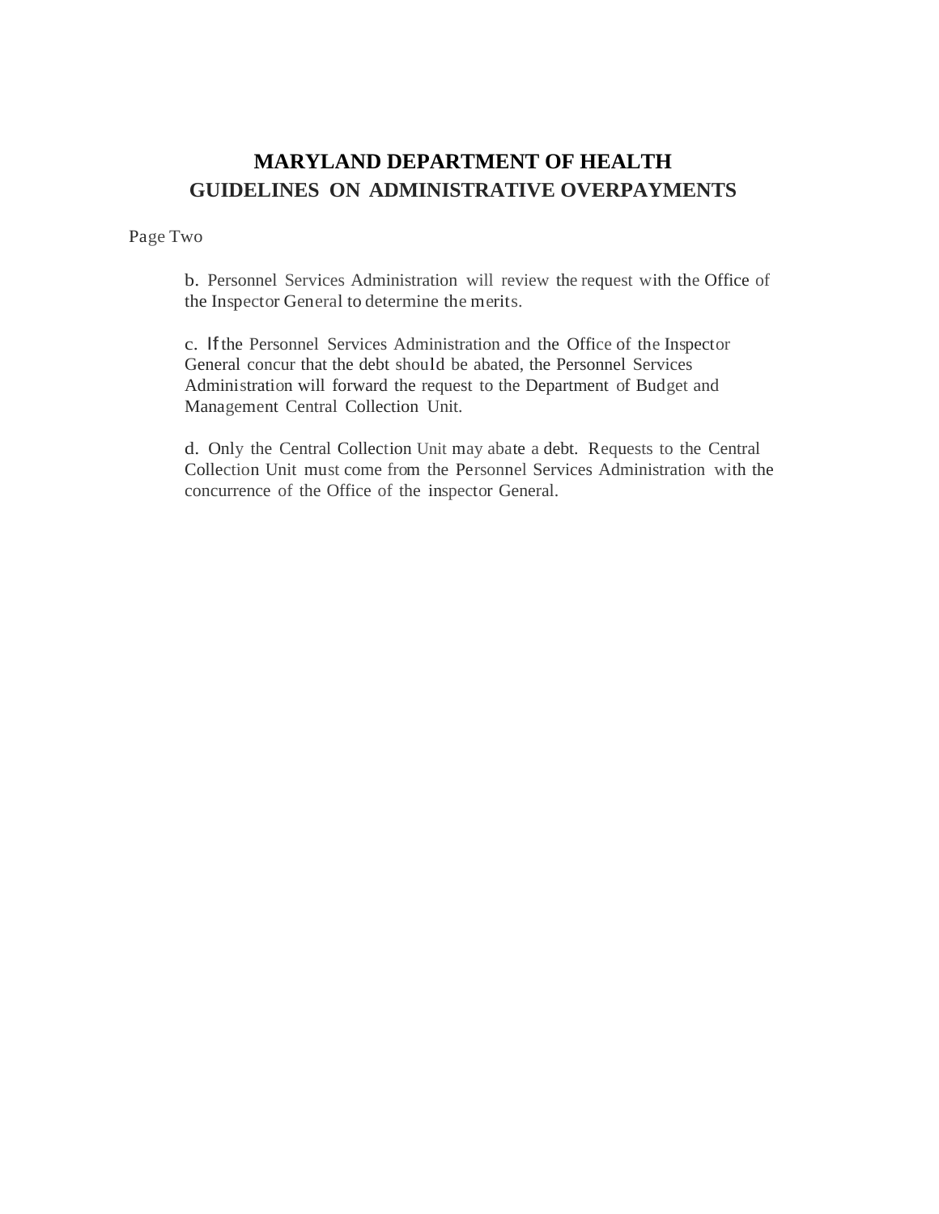# MARYLAND DEPARTMENT OF HEALTH
## GUIDELINES ON ADMINISTRATIVE OVERPAYMENTS

Page Two

b. Personnel Services Administration will review the request with the Office of the Inspector General to determine the merits.

c. If the Personnel Services Administration and the Office of the Inspector General concur that the debt should be abated, the Personnel Services Administration will forward the request to the Department of Budget and Management Central Collection Unit.

d. Only the Central Collection Unit may abate a debt. Requests to the Central Collection Unit must come from the Personnel Services Administration with the concurrence of the Office of the inspector General.